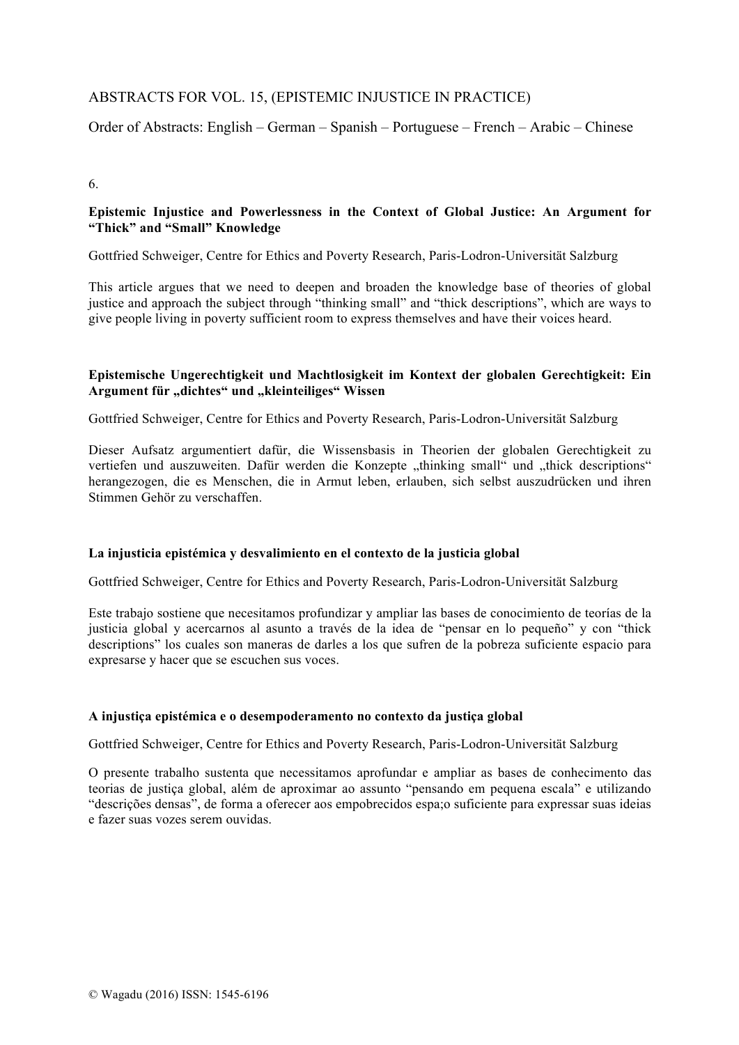ABSTRACTS FOR VOL. 15, (EPISTEMIC INJUSTICE IN PRACTICE)

Order of Abstracts: English – German – Spanish – Portuguese – French – Arabic – Chinese

6.

**Epistemic Injustice and Powerlessness in the Context of Global Justice: An Argument for "Thick" and "Small" Knowledge**

Gottfried Schweiger, Centre for Ethics and Poverty Research, Paris-Lodron-Universität Salzburg

This article argues that we need to deepen and broaden the knowledge base of theories of global justice and approach the subject through "thinking small" and "thick descriptions", which are ways to give people living in poverty sufficient room to express themselves and have their voices heard.

**Epistemische Ungerechtigkeit und Machtlosigkeit im Kontext der globalen Gerechtigkeit: Ein Argument für „dichtes" und „kleinteiliges" Wissen**

Gottfried Schweiger, Centre for Ethics and Poverty Research, Paris-Lodron-Universität Salzburg

Dieser Aufsatz argumentiert dafür, die Wissensbasis in Theorien der globalen Gerechtigkeit zu vertiefen und auszuweiten. Dafür werden die Konzepte „thinking small" und „thick descriptions" herangezogen, die es Menschen, die in Armut leben, erlauben, sich selbst auszudrücken und ihren Stimmen Gehör zu verschaffen.

**La injusticia epistémica y desvalimiento en el contexto de la justicia global**

Gottfried Schweiger, Centre for Ethics and Poverty Research, Paris-Lodron-Universität Salzburg

Este trabajo sostiene que necesitamos profundizar y ampliar las bases de conocimiento de teorías de la justicia global y acercarnos al asunto a través de la idea de "pensar en lo pequeño" y con "thick descriptions" los cuales son maneras de darles a los que sufren de la pobreza suficiente espacio para expresarse y hacer que se escuchen sus voces.

**A injustiça epistémica e o desempoderamento no contexto da justiça global**

Gottfried Schweiger, Centre for Ethics and Poverty Research, Paris-Lodron-Universität Salzburg

O presente trabalho sustenta que necessitamos aprofundar e ampliar as bases de conhecimento das teorias de justiça global, além de aproximar ao assunto "pensando em pequena escala" e utilizando "descrições densas", de forma a oferecer aos empobrecidos espa;o suficiente para expressar suas ideias e fazer suas vozes serem ouvidas.

© Wagadu (2016) ISSN: 1545-6196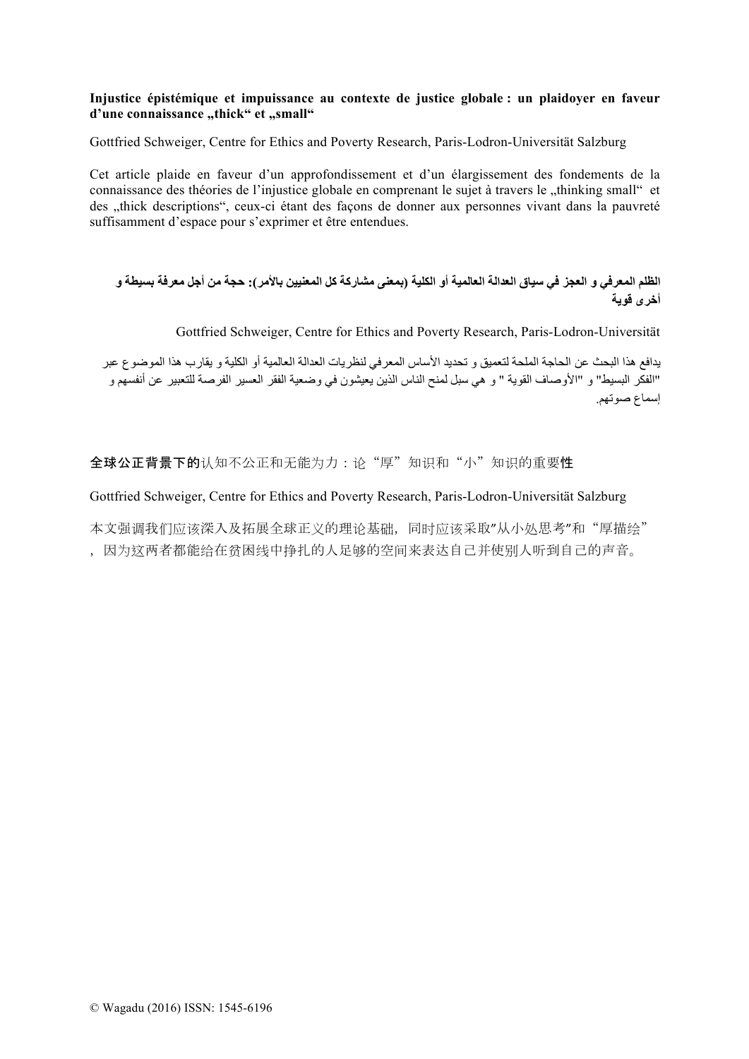**Injustice épistémique et impuissance au contexte de justice globale : un plaidoyer en faveur d'une connaissance „thick" et „small"**

Gottfried Schweiger, Centre for Ethics and Poverty Research, Paris-Lodron-Universität Salzburg

Cet article plaide en faveur d'un approfondissement et d'un élargissement des fondements de la connaissance des théories de l'injustice globale en comprenant le sujet à travers le „thinking small" et des „thick descriptions", ceux-ci étant des façons de donner aux personnes vivant dans la pauvreté suffisamment d'espace pour s'exprimer et être entendues.

**الظلم المعرفي و العجز في سياق العدالة العالمية أو الكلية (بمعنى مشاركة كل المعنيين بالأمر): حجة من أجل معرفة بسيطة و أخرى قوية**

Gottfried Schweiger, Centre for Ethics and Poverty Research, Paris-Lodron-Universität

يدافع هذا البحث عن الحاجة الملحة لتعميق و تحديد الأساس المعرفي لنظريات العدالة العالمية أو الكلية و يقارب هذا الموضوع عبر "الفكر البسيط" و "الأوصاف القوية " و هي سبل لمنح الناس الذين يعيشون في وضعية الفقر العسير الفرصة للتعبير عن أنفسهم و إسماع صوتهم.

**全球公正背景下的**认知不公正和无能为力：论“厚”知识和“小”知识的重要**性**

Gottfried Schweiger, Centre for Ethics and Poverty Research, Paris-Lodron-Universität Salzburg

本文强调我们应该深入及拓展全球正义的理论基础，同时应该采取"从小处思考"和“厚描绘”，因为这两者都能给在贫困线中挣扎的人足够的空间来表达自己并使别人听到自己的声音。

© Wagadu (2016) ISSN: 1545-6196